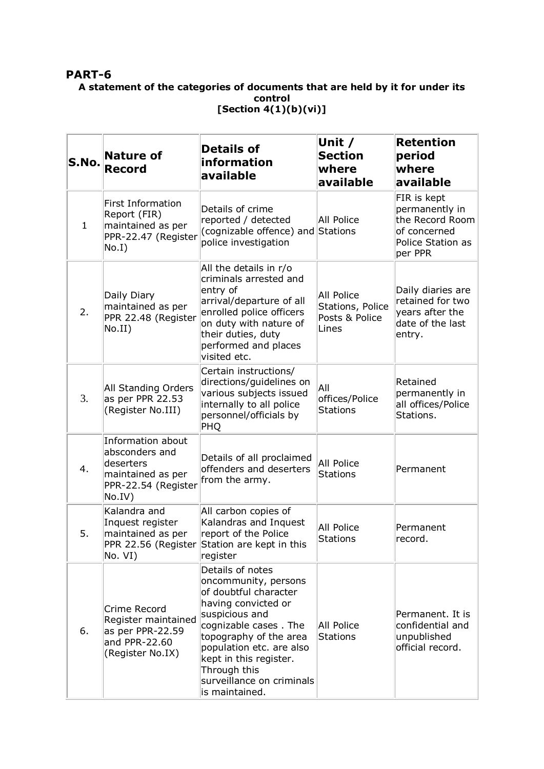## PART-6

**A statement of the categories of documents that are held by it for under its control [Section 4(1)(b)(vi)]**

| S.No. | Nature of Record | Details of information available | Unit / Section where available | Retention period where available |
|---|---|---|---|---|
| 1 | First Information Report (FIR) maintained as per PPR-22.47 (Register No.I) | Details of crime reported / detected (cognizable offence) and police investigation | All Police Stations | FIR is kept permanently in the Record Room of concerned Police Station as per PPR |
| 2. | Daily Diary maintained as per PPR 22.48 (Register No.II) | All the details in r/o criminals arrested and entry of arrival/departure of all enrolled police officers on duty with nature of their duties, duty performed and places visited etc. | All Police Stations, Police Posts & Police Lines | Daily diaries are retained for two years after the date of the last entry. |
| 3. | All Standing Orders as per PPR 22.53 (Register No.III) | Certain instructions/ directions/guidelines on various subjects issued internally to all police personnel/officials by PHQ | All offices/Police Stations | Retained permanently in all offices/Police Stations. |
| 4. | Information about absconders and deserters maintained as per PPR-22.54 (Register No.IV) | Details of all proclaimed offenders and deserters from the army. | All Police Stations | Permanent |
| 5. | Kalandra and Inquest register maintained as per PPR 22.56 (Register No. VI) | All carbon copies of Kalandras and Inquest report of the Police Station are kept in this register | All Police Stations | Permanent record. |
| 6. | Crime Record Register maintained as per PPR-22.59 and PPR-22.60 (Register No.IX) | Details of notes oncommunity, persons of doubtful character having convicted or suspicious and cognizable cases . The topography of the area population etc. are also kept in this register. Through this surveillance on criminals is maintained. | All Police Stations | Permanent. It is confidential and unpublished official record. |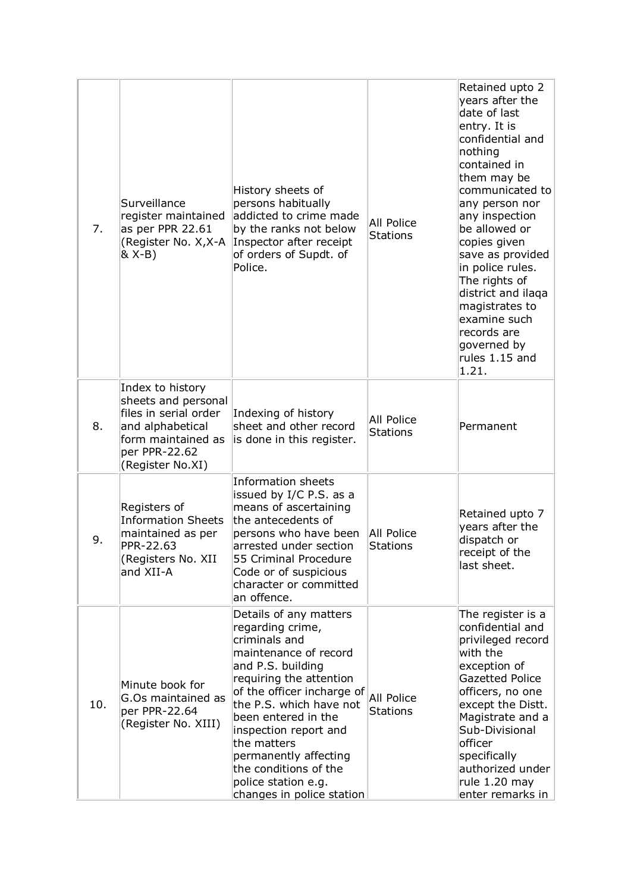| 7. | Surveillance register maintained as per PPR 22.61 (Register No. X,X-A & X-B) | History sheets of persons habitually addicted to crime made by the ranks not below Inspector after receipt of orders of Supdt. of Police. | All Police Stations | Retained upto 2 years after the date of last entry. It is confidential and nothing contained in them may be communicated to any person nor any inspection be allowed or copies given save as provided in police rules. The rights of district and ilaqa magistrates to examine such records are governed by rules 1.15 and 1.21. |
|---|---|---|---|---|
| 8. | Index to history sheets and personal files in serial order and alphabetical form maintained as per PPR-22.62 (Register No.XI) | Indexing of history sheet and other record is done in this register. | All Police Stations | Permanent |
| 9. | Registers of Information Sheets maintained as per PPR-22.63 (Registers No. XII and XII-A | Information sheets issued by I/C P.S. as a means of ascertaining the antecedents of persons who have been arrested under section 55 Criminal Procedure Code or of suspicious character or committed an offence. | All Police Stations | Retained upto 7 years after the dispatch or receipt of the last sheet. |
| 10. | Minute book for G.Os maintained as per PPR-22.64 (Register No. XIII) | Details of any matters regarding crime, criminals and maintenance of record and P.S. building requiring the attention of the officer incharge of the P.S. which have not been entered in the inspection report and the matters permanently affecting the conditions of the police station e.g. changes in police station | All Police Stations | The register is a confidential and privileged record with the exception of Gazetted Police officers, no one except the Distt. Magistrate and a Sub-Divisional officer specifically authorized under rule 1.20 may enter remarks in |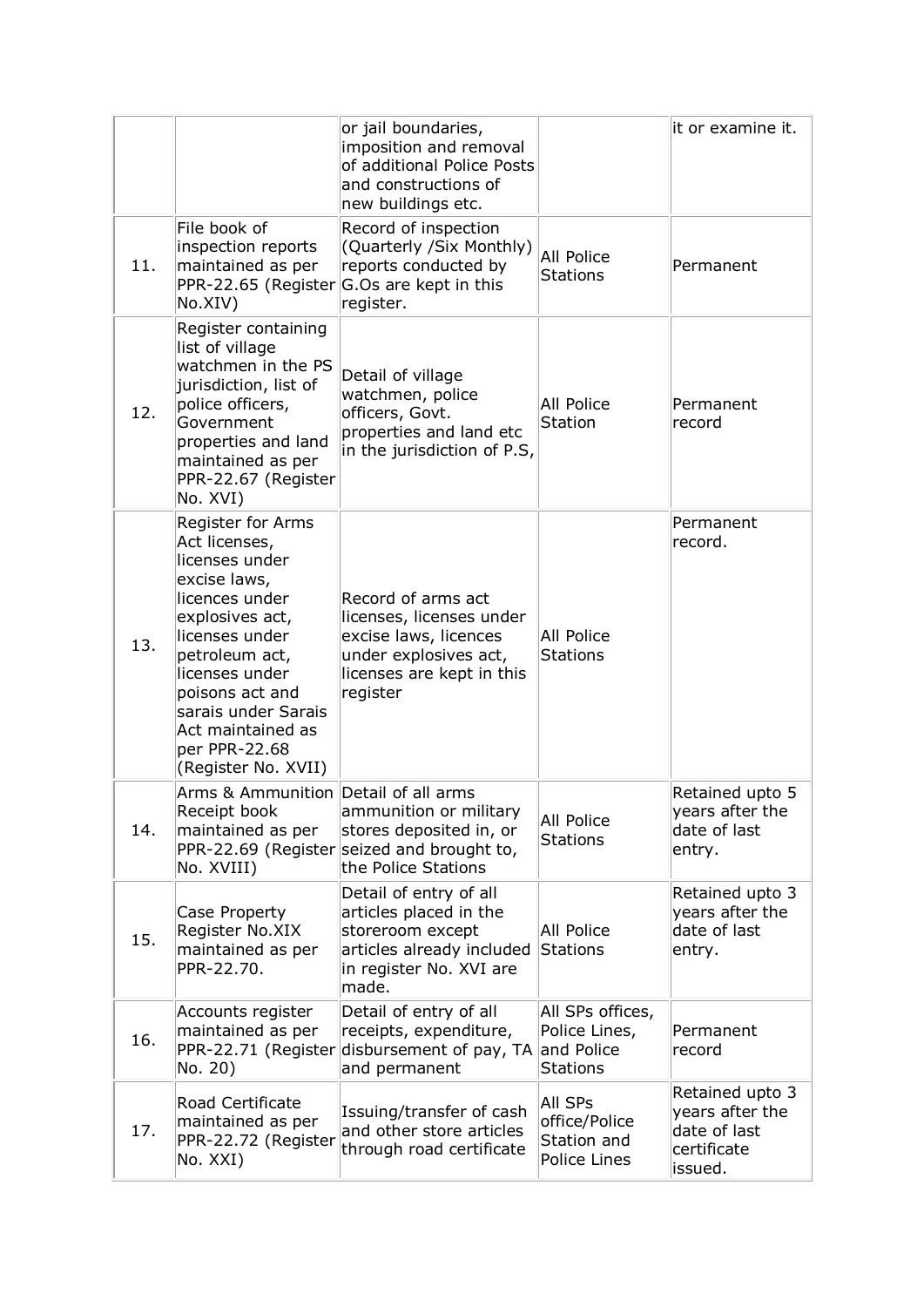| | | | | |
|---|---|---|---|---|
| | | or jail boundaries, imposition and removal of additional Police Posts and constructions of new buildings etc. | | it or examine it. |
| 11. | File book of inspection reports maintained as per PPR-22.65 (Register No.XIV) | Record of inspection (Quarterly /Six Monthly) reports conducted by G.Os are kept in this register. | All Police Stations | Permanent |
| 12. | Register containing list of village watchmen in the PS jurisdiction, list of police officers, Government properties and land maintained as per PPR-22.67 (Register No. XVI) | Detail of village watchmen, police officers, Govt. properties and land etc in the jurisdiction of P.S, | All Police Station | Permanent record |
| 13. | Register for Arms Act licenses, licenses under excise laws, licences under explosives act, licenses under petroleum act, licenses under poisons act and sarais under Sarais Act maintained as per PPR-22.68 (Register No. XVII) | Record of arms act licenses, licenses under excise laws, licences under explosives act, licenses are kept in this register | All Police Stations | Permanent record. |
| 14. | Arms & Ammunition Receipt book maintained as per PPR-22.69 (Register No. XVIII) | Detail of all arms ammunition or military stores deposited in, or seized and brought to, the Police Stations | All Police Stations | Retained upto 5 years after the date of last entry. |
| 15. | Case Property Register No.XIX maintained as per PPR-22.70. | Detail of entry of all articles placed in the storeroom except articles already included in register No. XVI are made. | All Police Stations | Retained upto 3 years after the date of last entry. |
| 16. | Accounts register maintained as per PPR-22.71 (Register No. 20) | Detail of entry of all receipts, expenditure, disbursement of pay, TA and permanent | All SPs offices, Police Lines, and Police Stations | Permanent record |
| 17. | Road Certificate maintained as per PPR-22.72 (Register No. XXI) | Issuing/transfer of cash and other store articles through road certificate | All SPs office/Police Station and Police Lines | Retained upto 3 years after the date of last certificate issued. |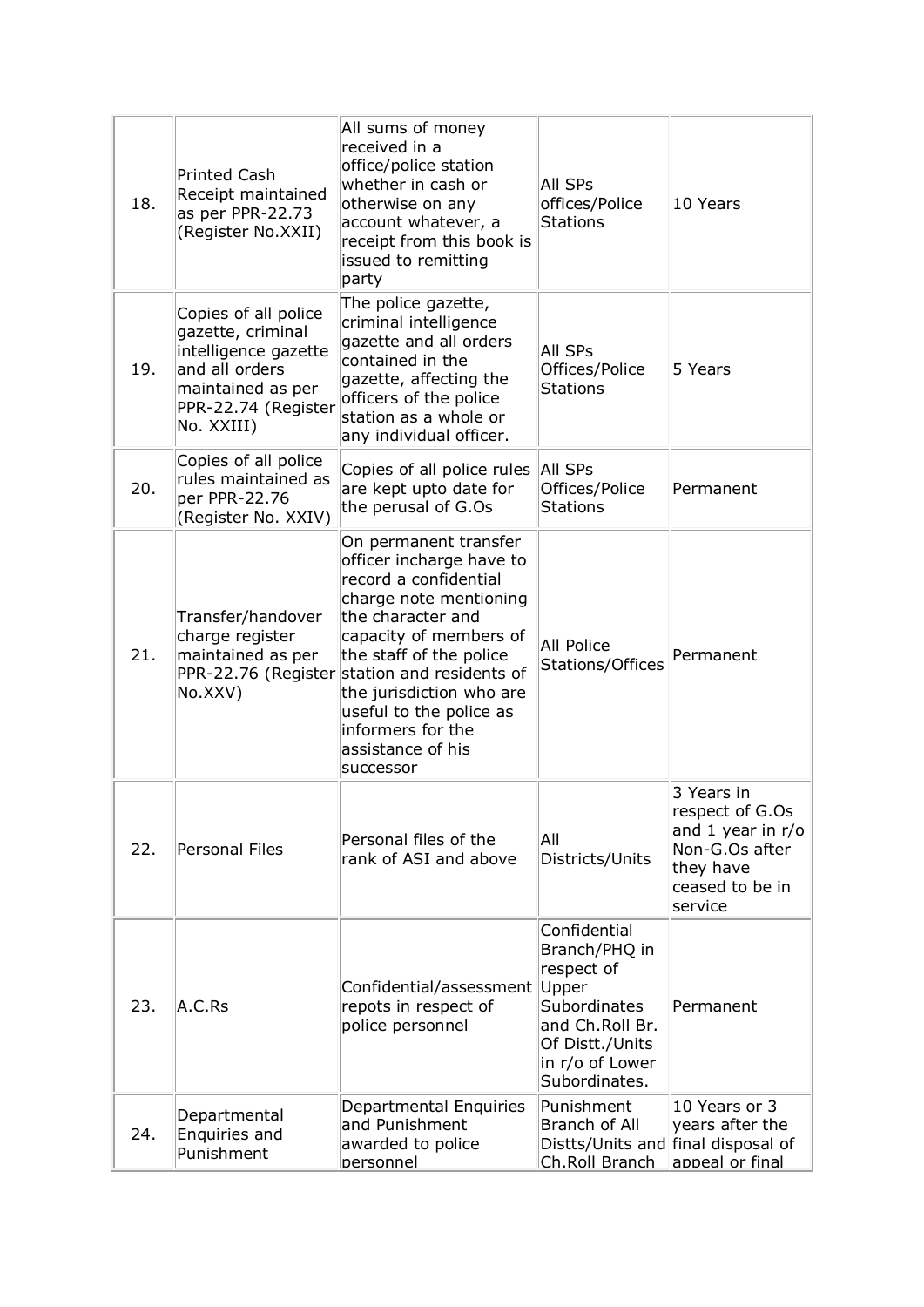| | | | | |
|---|---|---|---|---|
| 18. | Printed Cash Receipt maintained as per PPR-22.73 (Register No.XXII) | All sums of money received in a office/police station whether in cash or otherwise on any account whatever, a receipt from this book is issued to remitting party | All SPs offices/Police Stations | 10 Years |
| 19. | Copies of all police gazette, criminal intelligence gazette and all orders maintained as per PPR-22.74 (Register No. XXIII) | The police gazette, criminal intelligence gazette and all orders contained in the gazette, affecting the officers of the police station as a whole or any individual officer. | All SPs Offices/Police Stations | 5 Years |
| 20. | Copies of all police rules maintained as per PPR-22.76 (Register No. XXIV) | Copies of all police rules are kept upto date for the perusal of G.Os | All SPs Offices/Police Stations | Permanent |
| 21. | Transfer/handover charge register maintained as per PPR-22.76 (Register No.XXV) | On permanent transfer officer incharge have to record a confidential charge note mentioning the character and capacity of members of the staff of the police station and residents of the jurisdiction who are useful to the police as informers for the assistance of his successor | All Police Stations/Offices | Permanent |
| 22. | Personal Files | Personal files of the rank of ASI and above | All Districts/Units | 3 Years in respect of G.Os and 1 year in r/o Non-G.Os after they have ceased to be in service |
| 23. | A.C.Rs | Confidential/assessment repots in respect of police personnel | Confidential Branch/PHQ in respect of Upper Subordinates and Ch.Roll Br. Of Distt./Units in r/o of Lower Subordinates. | Permanent |
| 24. | Departmental Enquiries and Punishment | Departmental Enquiries and Punishment awarded to police personnel | Punishment Branch of All Distts/Units and Ch.Roll Branch | 10 Years or 3 years after the final disposal of appeal or final |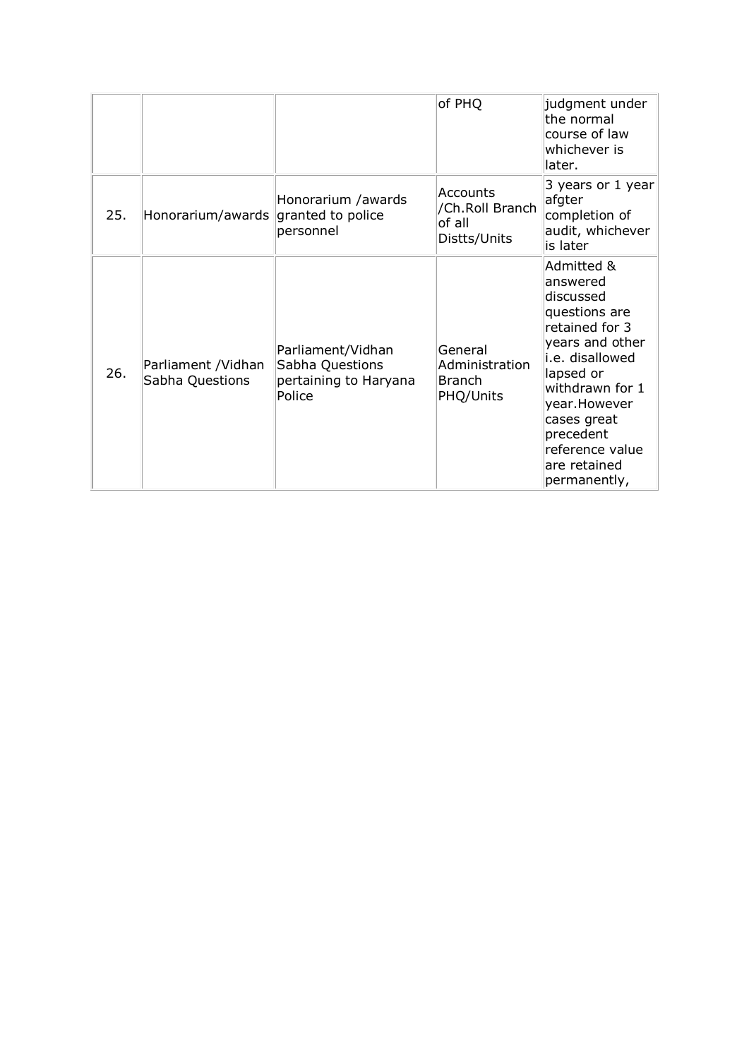| | | | | |
|---|---|---|---|---|
| | | | of PHQ | judgment under the normal course of law whichever is later. |
| 25. | Honorarium/awards | Honorarium /awards granted to police personnel | Accounts /Ch.Roll Branch of all Distts/Units | 3 years or 1 year afgter completion of audit, whichever is later |
| 26. | Parliament /Vidhan Sabha Questions | Parliament/Vidhan Sabha Questions pertaining to Haryana Police | General Administration Branch PHQ/Units | Admitted & answered discussed questions are retained for 3 years and other i.e. disallowed lapsed or withdrawn for 1 year.However cases great precedent reference value are retained permanently, |